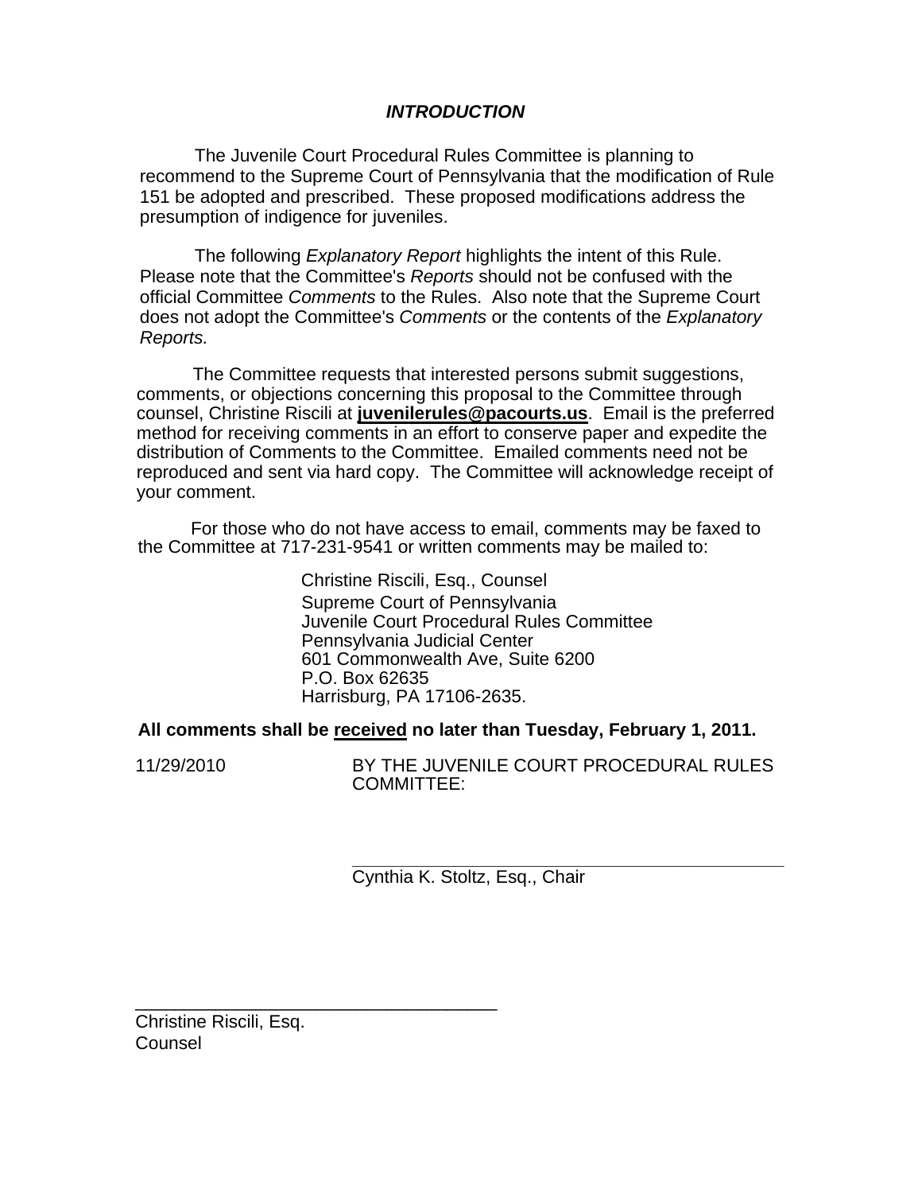## *INTRODUCTION*

The Juvenile Court Procedural Rules Committee is planning to recommend to the Supreme Court of Pennsylvania that the modification of Rule 151 be adopted and prescribed. These proposed modifications address the presumption of indigence for juveniles.

The following *Explanatory Report* highlights the intent of this Rule. Please note that the Committee's *Reports* should not be confused with the official Committee *Comments* to the Rules. Also note that the Supreme Court does not adopt the Committee's *Comments* or the contents of the *Explanatory Reports.*

The Committee requests that interested persons submit suggestions, comments, or objections concerning this proposal to the Committee through counsel, Christine Riscili at **juvenilerules@pacourts.us**. Email is the preferred method for receiving comments in an effort to conserve paper and expedite the distribution of Comments to the Committee. Emailed comments need not be reproduced and sent via hard copy. The Committee will acknowledge receipt of your comment.

For those who do not have access to email, comments may be faxed to the Committee at 717-231-9541 or written comments may be mailed to:

Christine Riscili, Esq., Counsel
Supreme Court of Pennsylvania
Juvenile Court Procedural Rules Committee
Pennsylvania Judicial Center
601 Commonwealth Ave, Suite 6200
P.O. Box 62635
Harrisburg, PA 17106-2635.

**All comments shall be received no later than Tuesday, February 1, 2011.**

11/29/2010

BY THE JUVENILE COURT PROCEDURAL RULES COMMITTEE:

\_\_\_\_\_\_\_\_\_\_\_\_\_\_\_\_\_\_\_\_\_\_\_\_\_\_\_\_\_\_\_\_\_\_\_\_\_\_\_\_\_\_\_\_\_\_\_\_
Cynthia K. Stoltz, Esq., Chair

\_\_\_\_\_\_\_\_\_\_\_\_\_\_\_\_\_\_\_\_\_\_\_\_\_\_\_\_\_\_\_\_\_\_\_\_\_\_\_\_\_\_
Christine Riscili, Esq.
Counsel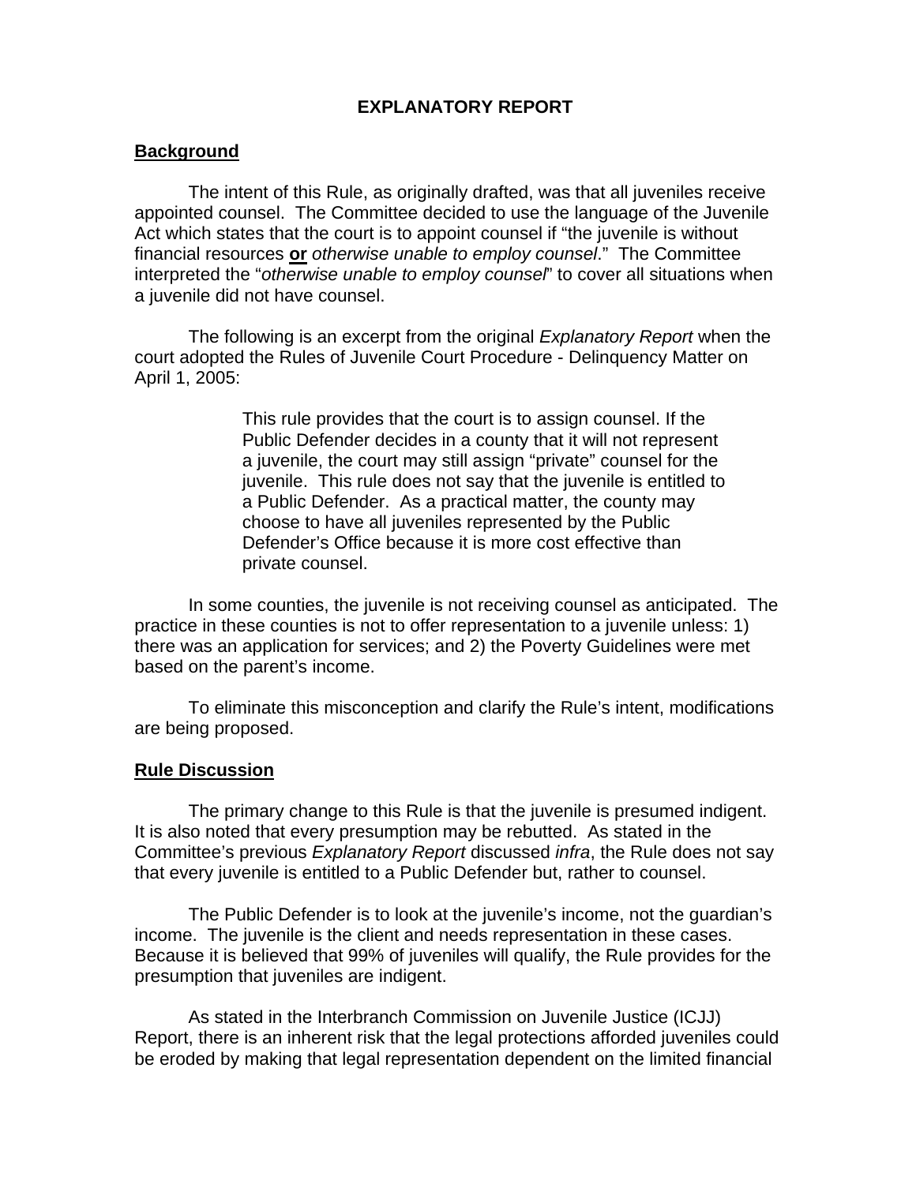**EXPLANATORY REPORT**

**Background**

The intent of this Rule, as originally drafted, was that all juveniles receive appointed counsel. The Committee decided to use the language of the Juvenile Act which states that the court is to appoint counsel if "the juvenile is without financial resources **or** *otherwise unable to employ counsel*." The Committee interpreted the "*otherwise unable to employ counsel*" to cover all situations when a juvenile did not have counsel.

The following is an excerpt from the original *Explanatory Report* when the court adopted the Rules of Juvenile Court Procedure - Delinquency Matter on April 1, 2005:

> This rule provides that the court is to assign counsel. If the Public Defender decides in a county that it will not represent a juvenile, the court may still assign "private" counsel for the juvenile. This rule does not say that the juvenile is entitled to a Public Defender. As a practical matter, the county may choose to have all juveniles represented by the Public Defender's Office because it is more cost effective than private counsel.

In some counties, the juvenile is not receiving counsel as anticipated. The practice in these counties is not to offer representation to a juvenile unless: 1) there was an application for services; and 2) the Poverty Guidelines were met based on the parent's income.

To eliminate this misconception and clarify the Rule's intent, modifications are being proposed.

**Rule Discussion**

The primary change to this Rule is that the juvenile is presumed indigent. It is also noted that every presumption may be rebutted. As stated in the Committee's previous *Explanatory Report* discussed *infra*, the Rule does not say that every juvenile is entitled to a Public Defender but, rather to counsel.

The Public Defender is to look at the juvenile's income, not the guardian's income. The juvenile is the client and needs representation in these cases. Because it is believed that 99% of juveniles will qualify, the Rule provides for the presumption that juveniles are indigent.

As stated in the Interbranch Commission on Juvenile Justice (ICJJ) Report, there is an inherent risk that the legal protections afforded juveniles could be eroded by making that legal representation dependent on the limited financial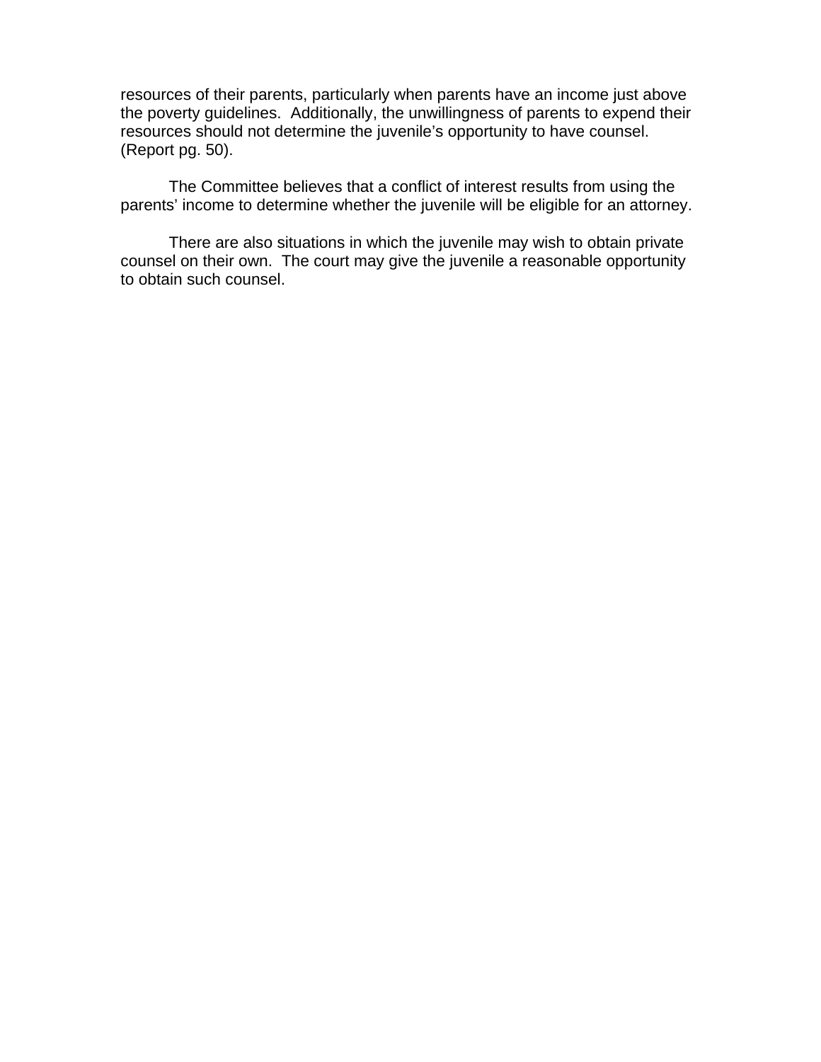resources of their parents, particularly when parents have an income just above the poverty guidelines. Additionally, the unwillingness of parents to expend their resources should not determine the juvenile's opportunity to have counsel. (Report pg. 50).

The Committee believes that a conflict of interest results from using the parents' income to determine whether the juvenile will be eligible for an attorney.

There are also situations in which the juvenile may wish to obtain private counsel on their own. The court may give the juvenile a reasonable opportunity to obtain such counsel.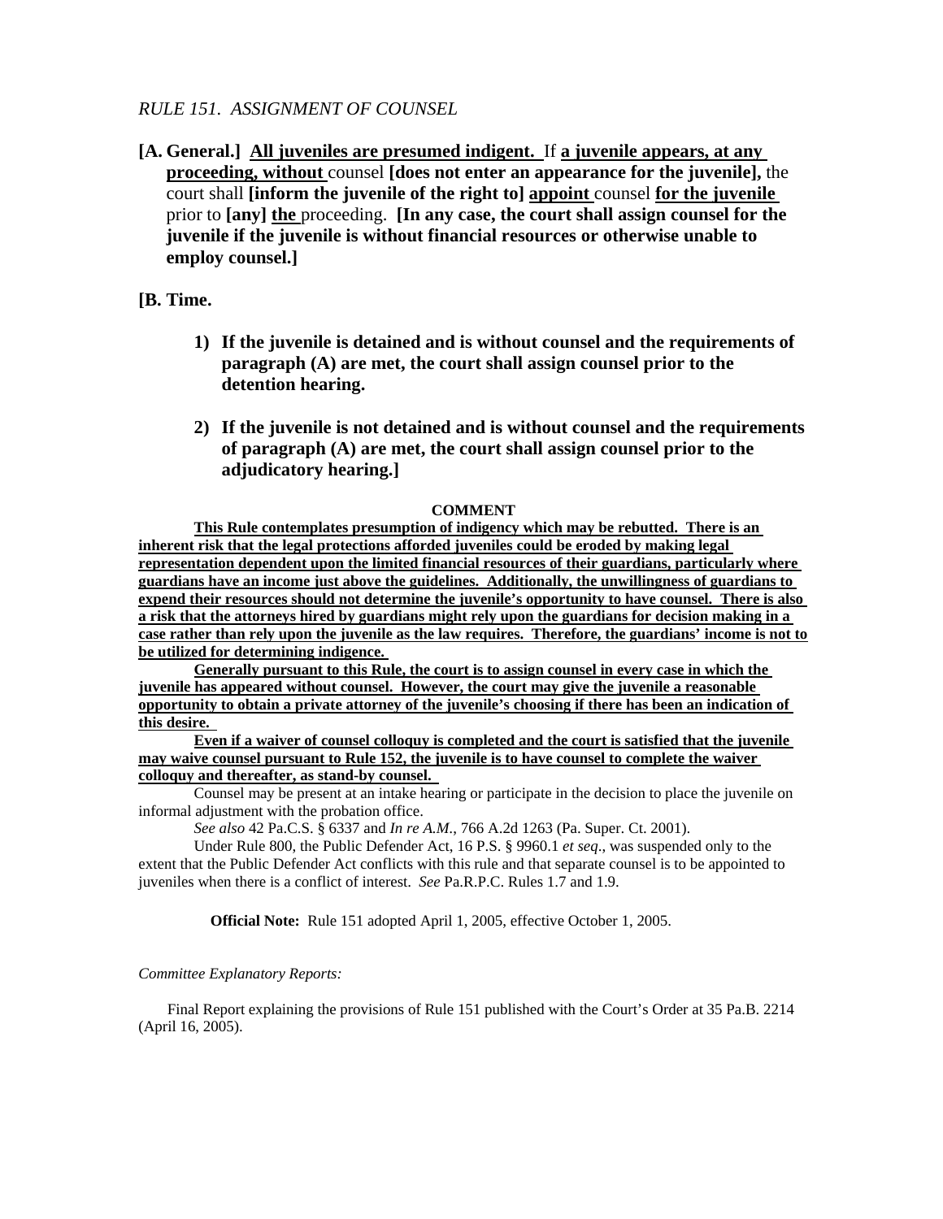*RULE 151. ASSIGNMENT OF COUNSEL*

**[A. General.]** **<u>All juveniles are presumed indigent.</u>** If **<u>a juvenile appears, at any proceeding, without</u>** counsel **[does not enter an appearance for the juvenile],** the court shall **[inform the juvenile of the right to]** **<u>appoint</u>** counsel **<u>for the juvenile</u>** prior to **[any]** **<u>the</u>** proceeding. **[In any case, the court shall assign counsel for the juvenile if the juvenile is without financial resources or otherwise unable to employ counsel.]**

**[B. Time.**

1) **If the juvenile is detained and is without counsel and the requirements of paragraph (A) are met, the court shall assign counsel prior to the detention hearing.**

2) **If the juvenile is not detained and is without counsel and the requirements of paragraph (A) are met, the court shall assign counsel prior to the adjudicatory hearing.]**

**COMMENT**

**<u>This Rule contemplates presumption of indigency which may be rebutted. There is an inherent risk that the legal protections afforded juveniles could be eroded by making legal representation dependent upon the limited financial resources of their guardians, particularly where guardians have an income just above the guidelines. Additionally, the unwillingness of guardians to expend their resources should not determine the juvenile's opportunity to have counsel. There is also a risk that the attorneys hired by guardians might rely upon the guardians for decision making in a case rather than rely upon the juvenile as the law requires. Therefore, the guardians' income is not to be utilized for determining indigence.</u>**

**<u>Generally pursuant to this Rule, the court is to assign counsel in every case in which the juvenile has appeared without counsel. However, the court may give the juvenile a reasonable opportunity to obtain a private attorney of the juvenile's choosing if there has been an indication of this desire.</u>**

**<u>Even if a waiver of counsel colloquy is completed and the court is satisfied that the juvenile may waive counsel pursuant to Rule 152, the juvenile is to have counsel to complete the waiver colloquy and thereafter, as stand-by counsel.</u>**

Counsel may be present at an intake hearing or participate in the decision to place the juvenile on informal adjustment with the probation office.

*See also* 42 Pa.C.S. § 6337 and *In re A.M.*, 766 A.2d 1263 (Pa. Super. Ct. 2001).

Under Rule 800, the Public Defender Act, 16 P.S. § 9960.1 *et seq*., was suspended only to the extent that the Public Defender Act conflicts with this rule and that separate counsel is to be appointed to juveniles when there is a conflict of interest. *See* Pa.R.P.C. Rules 1.7 and 1.9.

**Official Note:** Rule 151 adopted April 1, 2005, effective October 1, 2005.

*Committee Explanatory Reports:*

Final Report explaining the provisions of Rule 151 published with the Court's Order at 35 Pa.B. 2214 (April 16, 2005).